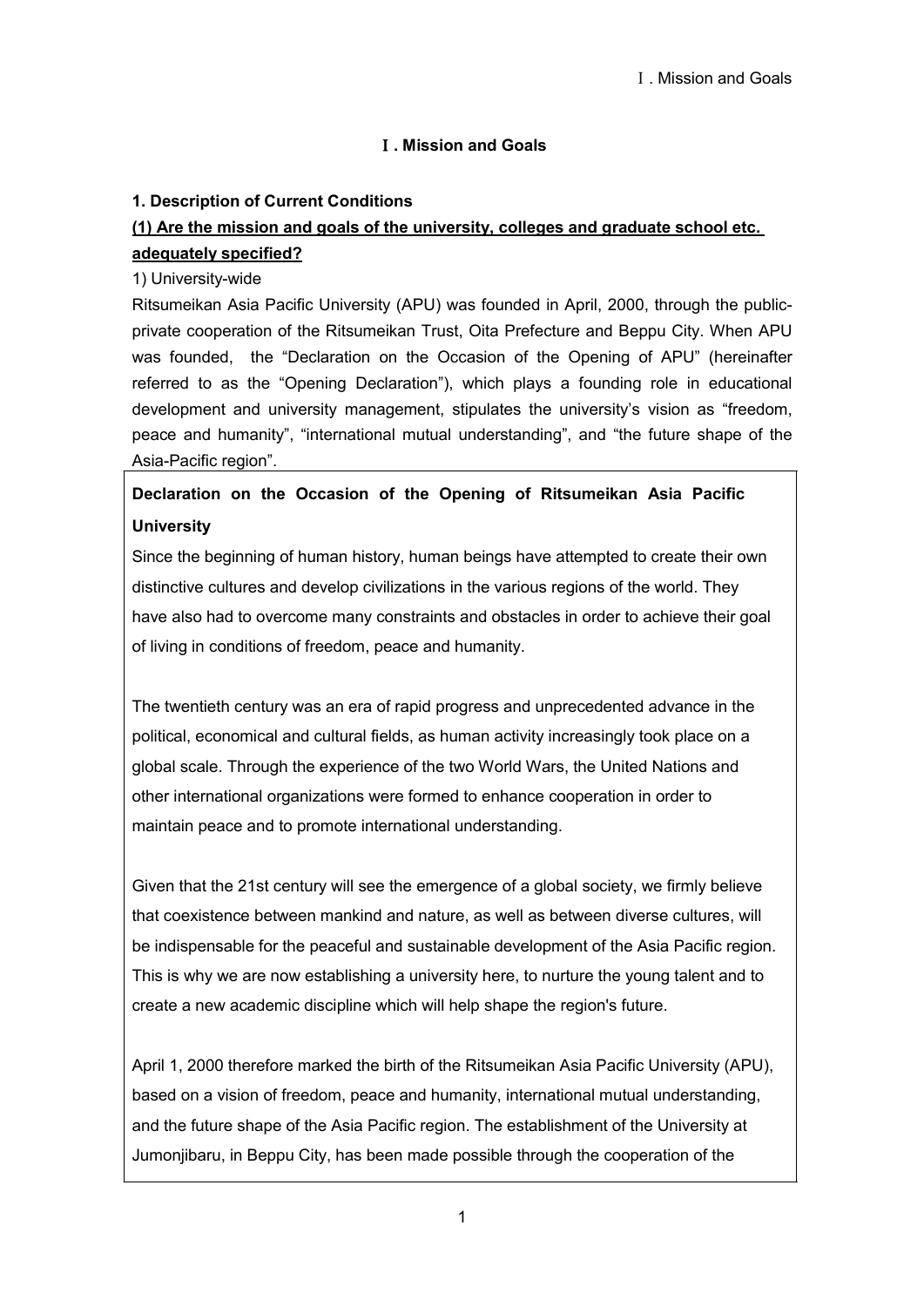# Ⅰ. Mission and Goals

## 1. Description of Current Conditions

### (1) Are the mission and goals of the university, colleges and graduate school etc. adequately specified?

1) University-wide

Ritsumeikan Asia Pacific University (APU) was founded in April, 2000, through the public-private cooperation of the Ritsumeikan Trust, Oita Prefecture and Beppu City. When APU was founded, the "Declaration on the Occasion of the Opening of APU" (hereinafter referred to as the "Opening Declaration"), which plays a founding role in educational development and university management, stipulates the university's vision as "freedom, peace and humanity", "international mutual understanding", and "the future shape of the Asia-Pacific region".

> **Declaration on the Occasion of the Opening of Ritsumeikan Asia Pacific University**
>
> Since the beginning of human history, human beings have attempted to create their own distinctive cultures and develop civilizations in the various regions of the world. They have also had to overcome many constraints and obstacles in order to achieve their goal of living in conditions of freedom, peace and humanity.
>
> The twentieth century was an era of rapid progress and unprecedented advance in the political, economical and cultural fields, as human activity increasingly took place on a global scale. Through the experience of the two World Wars, the United Nations and other international organizations were formed to enhance cooperation in order to maintain peace and to promote international understanding.
>
> Given that the 21st century will see the emergence of a global society, we firmly believe that coexistence between mankind and nature, as well as between diverse cultures, will be indispensable for the peaceful and sustainable development of the Asia Pacific region. This is why we are now establishing a university here, to nurture the young talent and to create a new academic discipline which will help shape the region's future.
>
> April 1, 2000 therefore marked the birth of the Ritsumeikan Asia Pacific University (APU), based on a vision of freedom, peace and humanity, international mutual understanding, and the future shape of the Asia Pacific region. The establishment of the University at Jumonjibaru, in Beppu City, has been made possible through the cooperation of the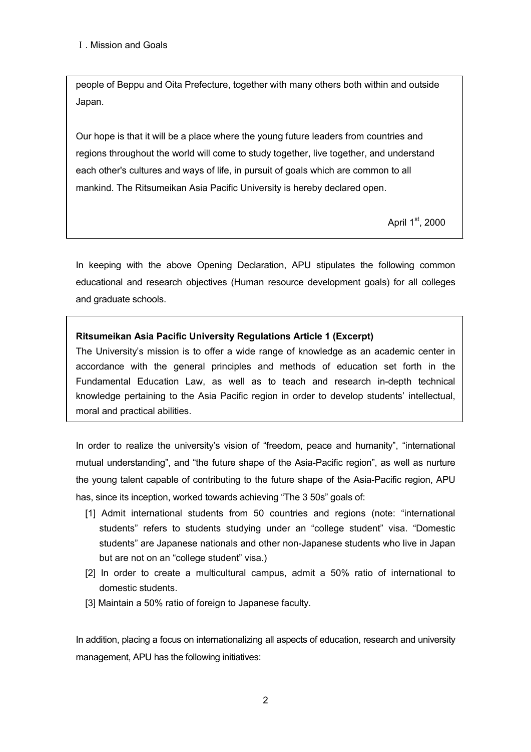people of Beppu and Oita Prefecture, together with many others both within and outside Japan.

Our hope is that it will be a place where the young future leaders from countries and regions throughout the world will come to study together, live together, and understand each other's cultures and ways of life, in pursuit of goals which are common to all mankind. The Ritsumeikan Asia Pacific University is hereby declared open.

April 1st, 2000

In keeping with the above Opening Declaration, APU stipulates the following common educational and research objectives (Human resource development goals) for all colleges and graduate schools.

**Ritsumeikan Asia Pacific University Regulations Article 1 (Excerpt)**
The University's mission is to offer a wide range of knowledge as an academic center in accordance with the general principles and methods of education set forth in the Fundamental Education Law, as well as to teach and research in-depth technical knowledge pertaining to the Asia Pacific region in order to develop students' intellectual, moral and practical abilities.

In order to realize the university's vision of "freedom, peace and humanity", "international mutual understanding", and "the future shape of the Asia-Pacific region", as well as nurture the young talent capable of contributing to the future shape of the Asia-Pacific region, APU has, since its inception, worked towards achieving "The 3 50s" goals of:

[1] Admit international students from 50 countries and regions (note: "international students" refers to students studying under an "college student" visa. "Domestic students" are Japanese nationals and other non-Japanese students who live in Japan but are not on an "college student" visa.)

[2] In order to create a multicultural campus, admit a 50% ratio of international to domestic students.

[3] Maintain a 50% ratio of foreign to Japanese faculty.

In addition, placing a focus on internationalizing all aspects of education, research and university management, APU has the following initiatives: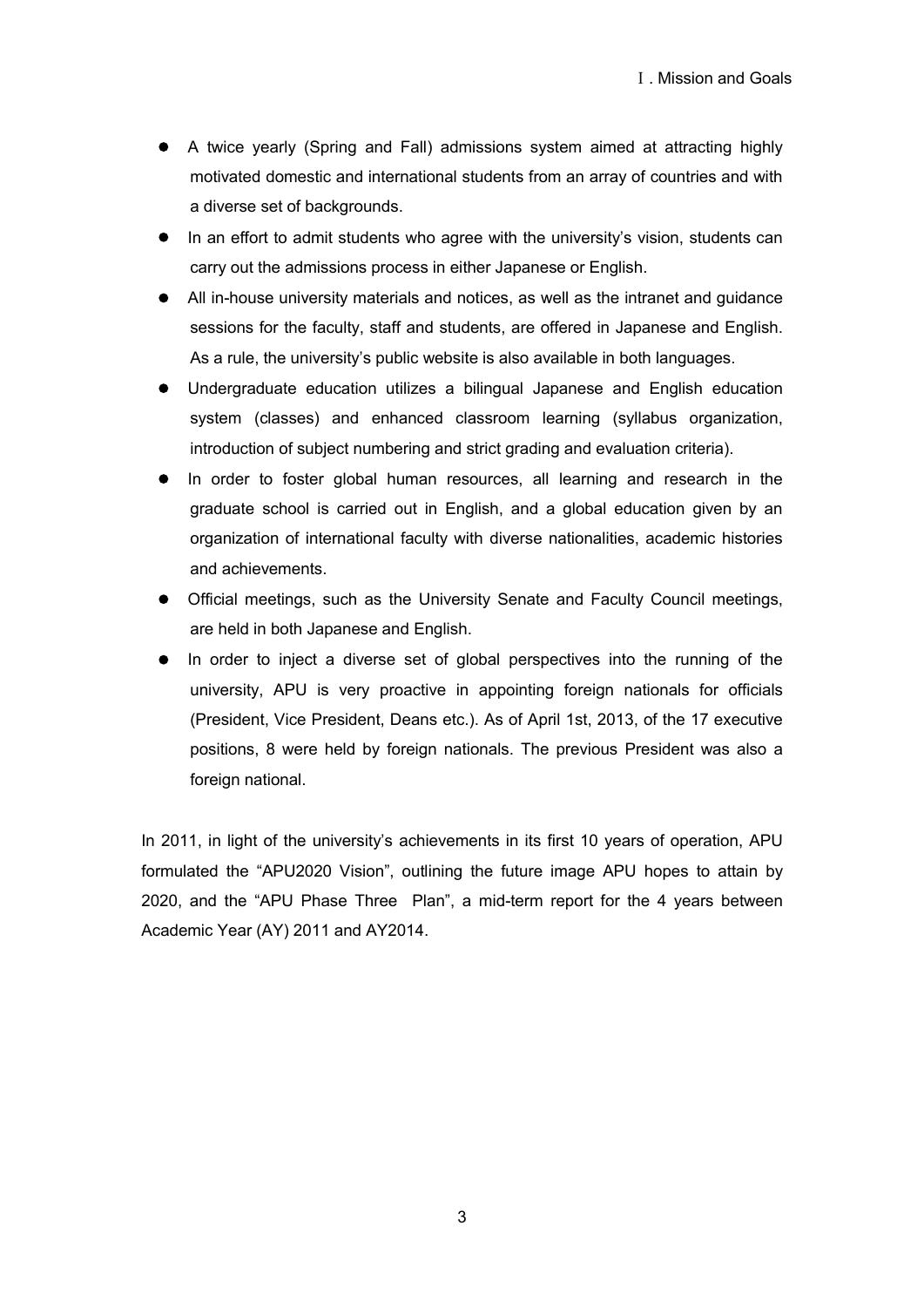- A twice yearly (Spring and Fall) admissions system aimed at attracting highly motivated domestic and international students from an array of countries and with a diverse set of backgrounds.
- In an effort to admit students who agree with the university's vision, students can carry out the admissions process in either Japanese or English.
- All in-house university materials and notices, as well as the intranet and guidance sessions for the faculty, staff and students, are offered in Japanese and English. As a rule, the university's public website is also available in both languages.
- Undergraduate education utilizes a bilingual Japanese and English education system (classes) and enhanced classroom learning (syllabus organization, introduction of subject numbering and strict grading and evaluation criteria).
- In order to foster global human resources, all learning and research in the graduate school is carried out in English, and a global education given by an organization of international faculty with diverse nationalities, academic histories and achievements.
- Official meetings, such as the University Senate and Faculty Council meetings, are held in both Japanese and English.
- In order to inject a diverse set of global perspectives into the running of the university, APU is very proactive in appointing foreign nationals for officials (President, Vice President, Deans etc.). As of April 1st, 2013, of the 17 executive positions, 8 were held by foreign nationals. The previous President was also a foreign national.

In 2011, in light of the university's achievements in its first 10 years of operation, APU formulated the "APU2020 Vision", outlining the future image APU hopes to attain by 2020, and the "APU Phase Three Plan", a mid-term report for the 4 years between Academic Year (AY) 2011 and AY2014.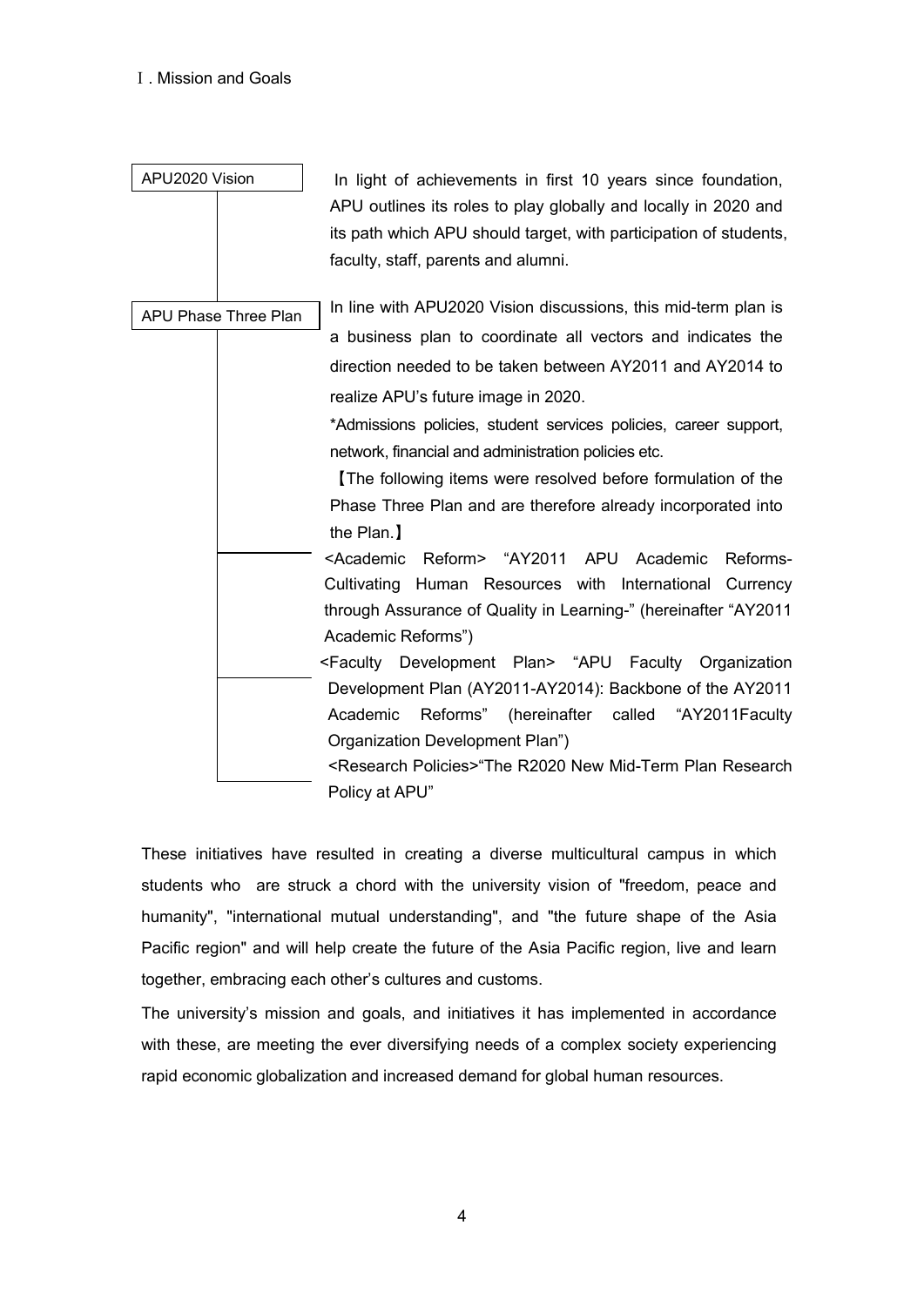Ⅰ. Mission and Goals

**APU2020 Vision**

In light of achievements in first 10 years since foundation, APU outlines its roles to play globally and locally in 2020 and its path which APU should target, with participation of students, faculty, staff, parents and alumni.

**APU Phase Three Plan**

In line with APU2020 Vision discussions, this mid-term plan is a business plan to coordinate all vectors and indicates the direction needed to be taken between AY2011 and AY2014 to realize APU's future image in 2020.

*Admissions policies, student services policies, career support, network, financial and administration policies etc.

【The following items were resolved before formulation of the Phase Three Plan and are therefore already incorporated into the Plan.】

- <Academic Reform> "AY2011 APU Academic Reforms-Cultivating Human Resources with International Currency through Assurance of Quality in Learning-" (hereinafter "AY2011 Academic Reforms")
- <Faculty Development Plan> "APU Faculty Organization Development Plan (AY2011-AY2014): Backbone of the AY2011 Academic Reforms" (hereinafter called "AY2011Faculty Organization Development Plan")
- <Research Policies>"The R2020 New Mid-Term Plan Research Policy at APU"

These initiatives have resulted in creating a diverse multicultural campus in which students who are struck a chord with the university vision of "freedom, peace and humanity", "international mutual understanding", and "the future shape of the Asia Pacific region" and will help create the future of the Asia Pacific region, live and learn together, embracing each other's cultures and customs.

The university's mission and goals, and initiatives it has implemented in accordance with these, are meeting the ever diversifying needs of a complex society experiencing rapid economic globalization and increased demand for global human resources.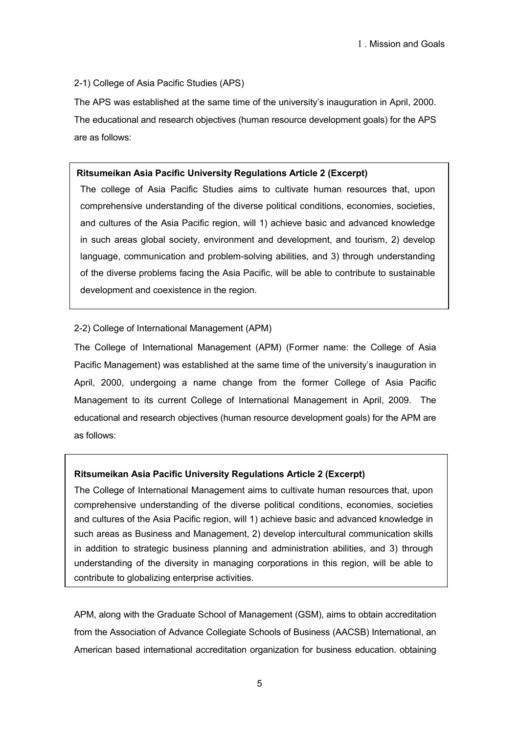2-1) College of Asia Pacific Studies (APS)

The APS was established at the same time of the university's inauguration in April, 2000. The educational and research objectives (human resource development goals) for the APS are as follows:

> **Ritsumeikan Asia Pacific University Regulations Article 2 (Excerpt)**
>
> The college of Asia Pacific Studies aims to cultivate human resources that, upon comprehensive understanding of the diverse political conditions, economies, societies, and cultures of the Asia Pacific region, will 1) achieve basic and advanced knowledge in such areas global society, environment and development, and tourism, 2) develop language, communication and problem-solving abilities, and 3) through understanding of the diverse problems facing the Asia Pacific, will be able to contribute to sustainable development and coexistence in the region.

2-2) College of International Management (APM)

The College of International Management (APM) (Former name: the College of Asia Pacific Management) was established at the same time of the university's inauguration in April, 2000, undergoing a name change from the former College of Asia Pacific Management to its current College of International Management in April, 2009. The educational and research objectives (human resource development goals) for the APM are as follows:

> **Ritsumeikan Asia Pacific University Regulations Article 2 (Excerpt)**
>
> The College of International Management aims to cultivate human resources that, upon comprehensive understanding of the diverse political conditions, economies, societies and cultures of the Asia Pacific region, will 1) achieve basic and advanced knowledge in such areas as Business and Management, 2) develop intercultural communication skills in addition to strategic business planning and administration abilities, and 3) through understanding of the diversity in managing corporations in this region, will be able to contribute to globalizing enterprise activities.

APM, along with the Graduate School of Management (GSM), aims to obtain accreditation from the Association of Advance Collegiate Schools of Business (AACSB) International, an American based international accreditation organization for business education. obtaining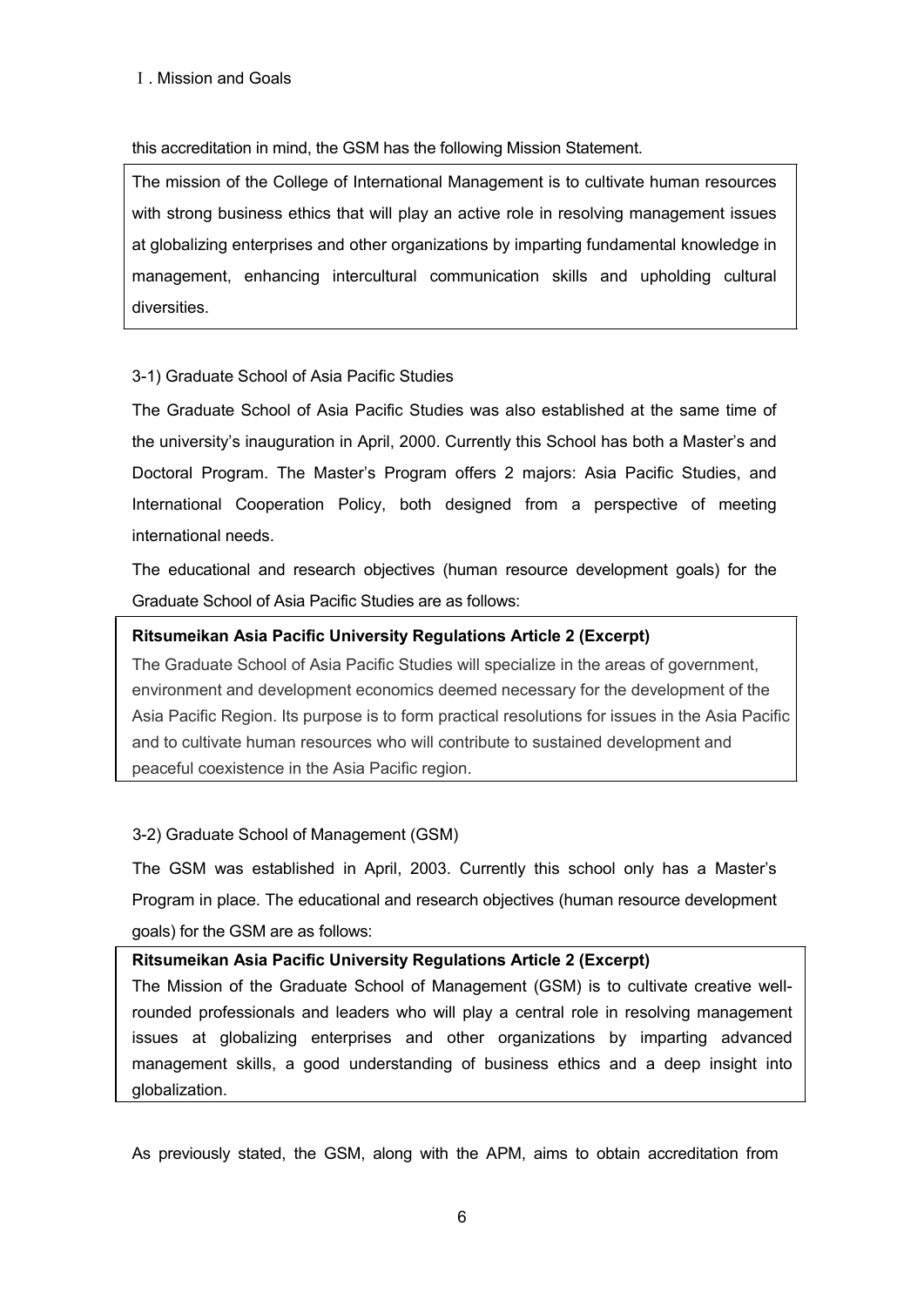this accreditation in mind, the GSM has the following Mission Statement.

> The mission of the College of International Management is to cultivate human resources with strong business ethics that will play an active role in resolving management issues at globalizing enterprises and other organizations by imparting fundamental knowledge in management, enhancing intercultural communication skills and upholding cultural diversities.

3-1) Graduate School of Asia Pacific Studies

The Graduate School of Asia Pacific Studies was also established at the same time of the university's inauguration in April, 2000. Currently this School has both a Master's and Doctoral Program. The Master's Program offers 2 majors: Asia Pacific Studies, and International Cooperation Policy, both designed from a perspective of meeting international needs.

The educational and research objectives (human resource development goals) for the Graduate School of Asia Pacific Studies are as follows:

> **Ritsumeikan Asia Pacific University Regulations Article 2 (Excerpt)**
>
> The Graduate School of Asia Pacific Studies will specialize in the areas of government, environment and development economics deemed necessary for the development of the Asia Pacific Region. Its purpose is to form practical resolutions for issues in the Asia Pacific and to cultivate human resources who will contribute to sustained development and peaceful coexistence in the Asia Pacific region.

3-2) Graduate School of Management (GSM)

The GSM was established in April, 2003. Currently this school only has a Master's Program in place. The educational and research objectives (human resource development goals) for the GSM are as follows:

> **Ritsumeikan Asia Pacific University Regulations Article 2 (Excerpt)**
>
> The Mission of the Graduate School of Management (GSM) is to cultivate creative well-rounded professionals and leaders who will play a central role in resolving management issues at globalizing enterprises and other organizations by imparting advanced management skills, a good understanding of business ethics and a deep insight into globalization.

As previously stated, the GSM, along with the APM, aims to obtain accreditation from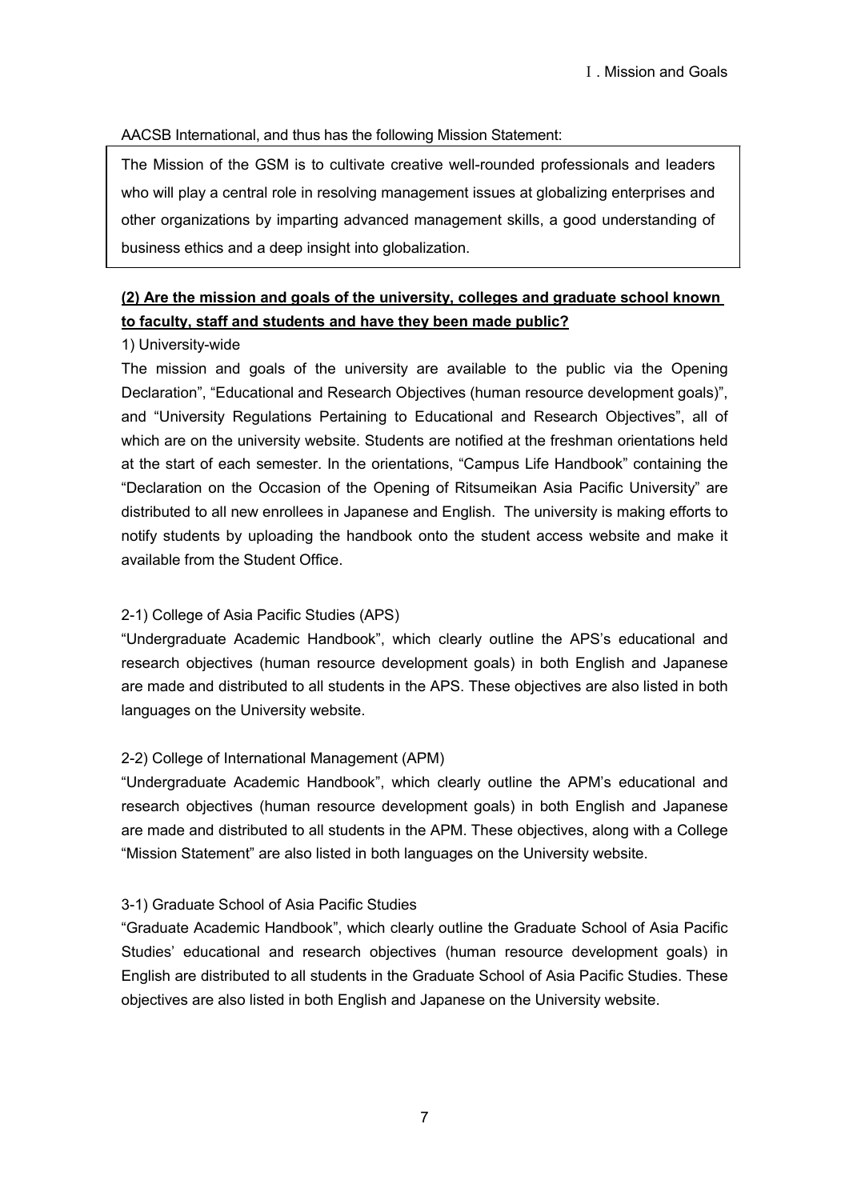AACSB International, and thus has the following Mission Statement:

> The Mission of the GSM is to cultivate creative well-rounded professionals and leaders who will play a central role in resolving management issues at globalizing enterprises and other organizations by imparting advanced management skills, a good understanding of business ethics and a deep insight into globalization.

**(2) Are the mission and goals of the university, colleges and graduate school known to faculty, staff and students and have they been made public?**

1) University-wide

The mission and goals of the university are available to the public via the Opening Declaration", "Educational and Research Objectives (human resource development goals)", and "University Regulations Pertaining to Educational and Research Objectives", all of which are on the university website. Students are notified at the freshman orientations held at the start of each semester. In the orientations, "Campus Life Handbook" containing the "Declaration on the Occasion of the Opening of Ritsumeikan Asia Pacific University" are distributed to all new enrollees in Japanese and English. The university is making efforts to notify students by uploading the handbook onto the student access website and make it available from the Student Office.

2-1) College of Asia Pacific Studies (APS)

"Undergraduate Academic Handbook", which clearly outline the APS's educational and research objectives (human resource development goals) in both English and Japanese are made and distributed to all students in the APS. These objectives are also listed in both languages on the University website.

2-2) College of International Management (APM)

"Undergraduate Academic Handbook", which clearly outline the APM's educational and research objectives (human resource development goals) in both English and Japanese are made and distributed to all students in the APM. These objectives, along with a College "Mission Statement" are also listed in both languages on the University website.

3-1) Graduate School of Asia Pacific Studies

"Graduate Academic Handbook", which clearly outline the Graduate School of Asia Pacific Studies' educational and research objectives (human resource development goals) in English are distributed to all students in the Graduate School of Asia Pacific Studies. These objectives are also listed in both English and Japanese on the University website.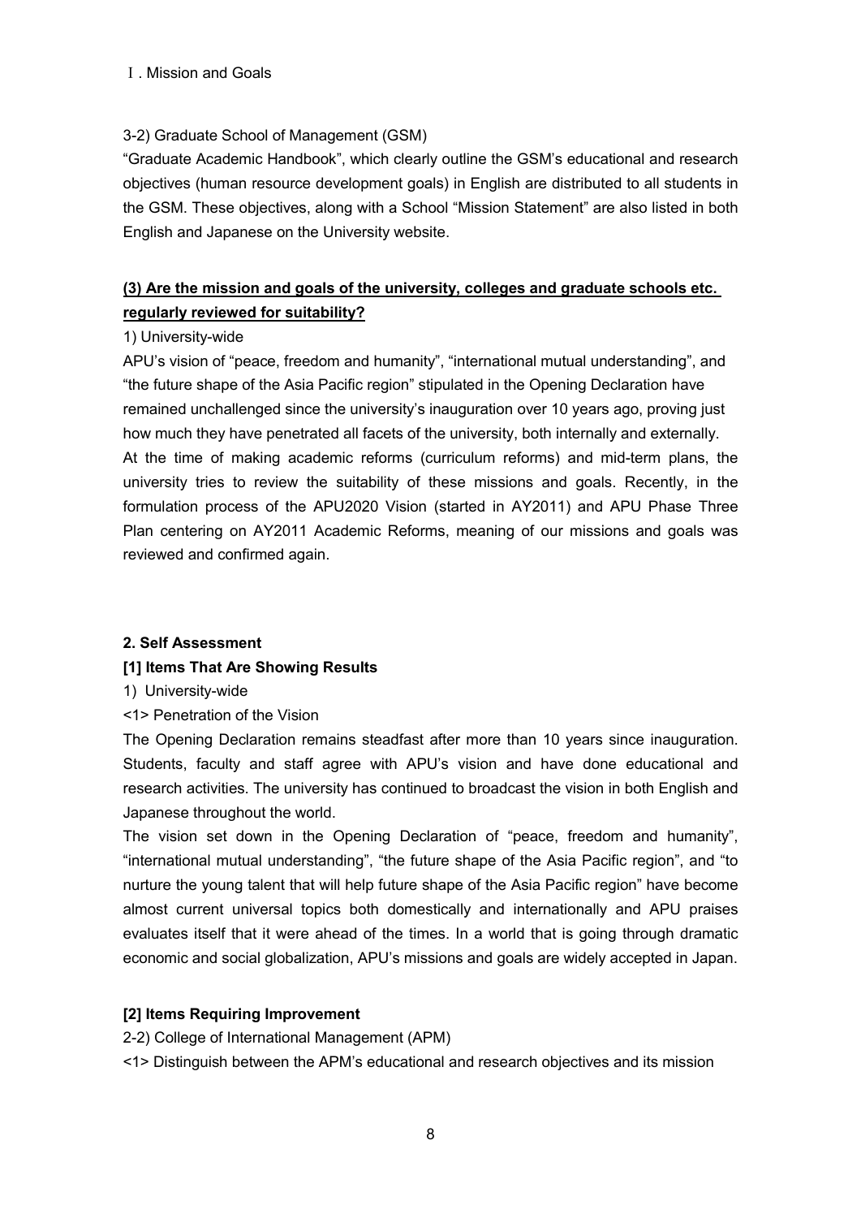Ⅰ. Mission and Goals

3-2) Graduate School of Management (GSM)

"Graduate Academic Handbook", which clearly outline the GSM's educational and research objectives (human resource development goals) in English are distributed to all students in the GSM. These objectives, along with a School "Mission Statement" are also listed in both English and Japanese on the University website.

**(3) Are the mission and goals of the university, colleges and graduate schools etc. regularly reviewed for suitability?**

1) University-wide

APU's vision of "peace, freedom and humanity", "international mutual understanding", and "the future shape of the Asia Pacific region" stipulated in the Opening Declaration have remained unchallenged since the university's inauguration over 10 years ago, proving just how much they have penetrated all facets of the university, both internally and externally. At the time of making academic reforms (curriculum reforms) and mid-term plans, the university tries to review the suitability of these missions and goals. Recently, in the formulation process of the APU2020 Vision (started in AY2011) and APU Phase Three Plan centering on AY2011 Academic Reforms, meaning of our missions and goals was reviewed and confirmed again.

**2. Self Assessment**

**[1] Items That Are Showing Results**

1) University-wide

<1> Penetration of the Vision

The Opening Declaration remains steadfast after more than 10 years since inauguration. Students, faculty and staff agree with APU's vision and have done educational and research activities. The university has continued to broadcast the vision in both English and Japanese throughout the world.

The vision set down in the Opening Declaration of "peace, freedom and humanity", "international mutual understanding", "the future shape of the Asia Pacific region", and "to nurture the young talent that will help future shape of the Asia Pacific region" have become almost current universal topics both domestically and internationally and APU praises evaluates itself that it were ahead of the times. In a world that is going through dramatic economic and social globalization, APU's missions and goals are widely accepted in Japan.

**[2] Items Requiring Improvement**

2-2) College of International Management (APM)

<1> Distinguish between the APM's educational and research objectives and its mission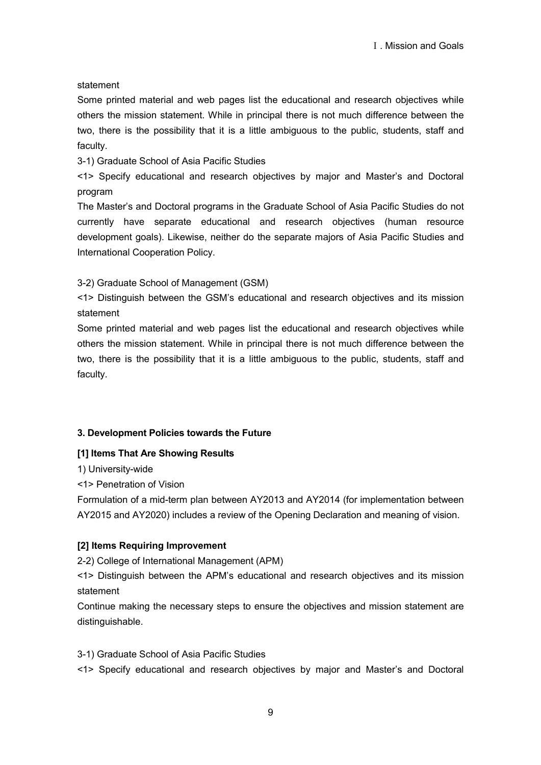statement

Some printed material and web pages list the educational and research objectives while others the mission statement. While in principal there is not much difference between the two, there is the possibility that it is a little ambiguous to the public, students, staff and faculty.

3-1) Graduate School of Asia Pacific Studies

<1> Specify educational and research objectives by major and Master's and Doctoral program

The Master's and Doctoral programs in the Graduate School of Asia Pacific Studies do not currently have separate educational and research objectives (human resource development goals). Likewise, neither do the separate majors of Asia Pacific Studies and International Cooperation Policy.

3-2) Graduate School of Management (GSM)

<1> Distinguish between the GSM's educational and research objectives and its mission statement

Some printed material and web pages list the educational and research objectives while others the mission statement. While in principal there is not much difference between the two, there is the possibility that it is a little ambiguous to the public, students, staff and faculty.

## 3. Development Policies towards the Future

### [1] Items That Are Showing Results

1) University-wide

<1> Penetration of Vision

Formulation of a mid-term plan between AY2013 and AY2014 (for implementation between AY2015 and AY2020) includes a review of the Opening Declaration and meaning of vision.

### [2] Items Requiring Improvement

2-2) College of International Management (APM)

<1> Distinguish between the APM's educational and research objectives and its mission statement

Continue making the necessary steps to ensure the objectives and mission statement are distinguishable.

3-1) Graduate School of Asia Pacific Studies

<1> Specify educational and research objectives by major and Master's and Doctoral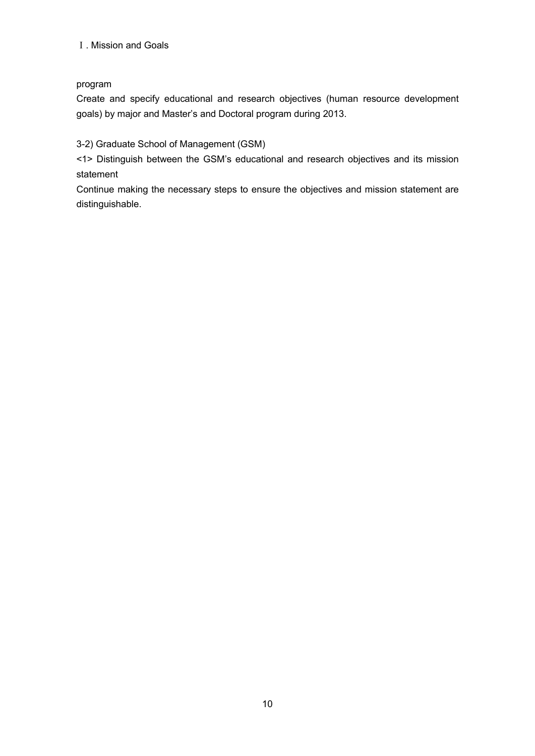Ⅰ. Mission and Goals

program

Create and specify educational and research objectives (human resource development goals) by major and Master's and Doctoral program during 2013.

3-2) Graduate School of Management (GSM)

<1> Distinguish between the GSM's educational and research objectives and its mission statement

Continue making the necessary steps to ensure the objectives and mission statement are distinguishable.